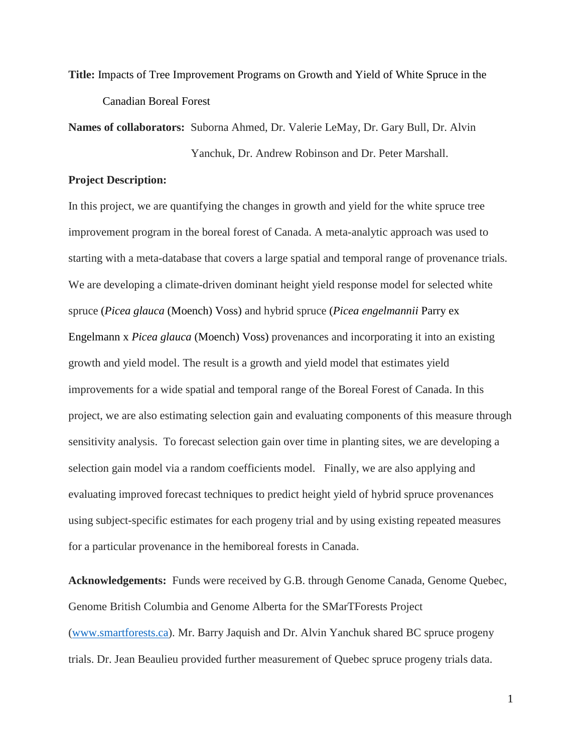**Title:** Impacts of Tree Improvement Programs on Growth and Yield of White Spruce in the Canadian Boreal Forest

**Names of collaborators:** Suborna Ahmed, Dr. Valerie LeMay, Dr. Gary Bull, Dr. Alvin Yanchuk, Dr. Andrew Robinson and Dr. Peter Marshall.

**Project Description:**

In this project, we are quantifying the changes in growth and yield for the white spruce tree improvement program in the boreal forest of Canada. A meta-analytic approach was used to starting with a meta-database that covers a large spatial and temporal range of provenance trials. We are developing a climate-driven dominant height yield response model for selected white spruce (*Picea glauca* (Moench) Voss) and hybrid spruce (*Picea engelmannii* Parry ex Engelmann x *Picea glauca* (Moench) Voss) provenances and incorporating it into an existing growth and yield model. The result is a growth and yield model that estimates yield improvements for a wide spatial and temporal range of the Boreal Forest of Canada. In this project, we are also estimating selection gain and evaluating components of this measure through sensitivity analysis. To forecast selection gain over time in planting sites, we are developing a selection gain model via a random coefficients model. Finally, we are also applying and evaluating improved forecast techniques to predict height yield of hybrid spruce provenances using subject-specific estimates for each progeny trial and by using existing repeated measures for a particular provenance in the hemiboreal forests in Canada.

**Acknowledgements:** Funds were received by G.B. through Genome Canada, Genome Quebec, Genome British Columbia and Genome Alberta for the SMarTForests Project ([www.smartforests.ca](www.smartforests.ca)). Mr. Barry Jaquish and Dr. Alvin Yanchuk shared BC spruce progeny trials. Dr. Jean Beaulieu provided further measurement of Quebec spruce progeny trials data.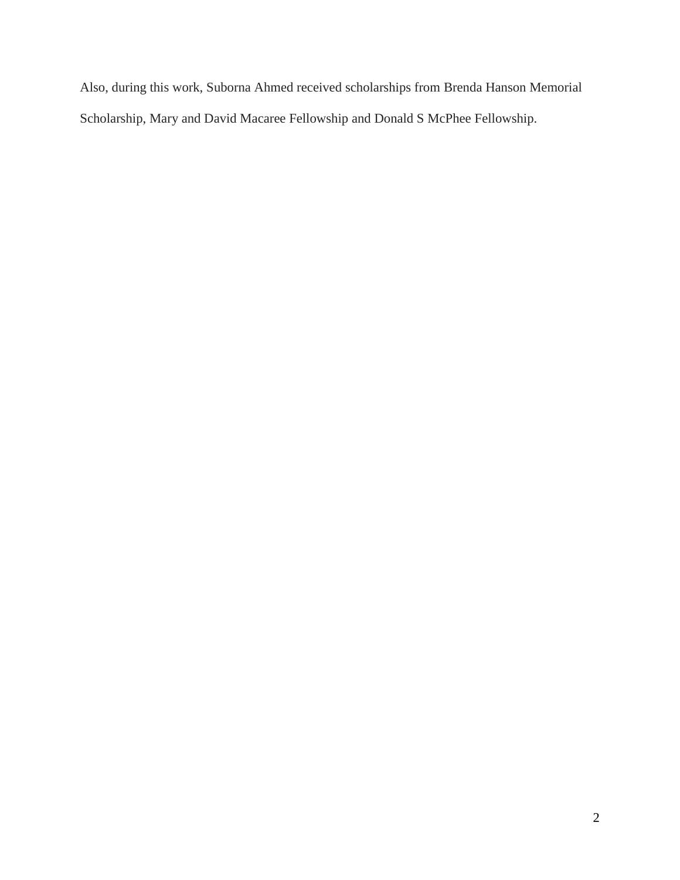Also, during this work, Suborna Ahmed received scholarships from Brenda Hanson Memorial Scholarship, Mary and David Macaree Fellowship and Donald S McPhee Fellowship.